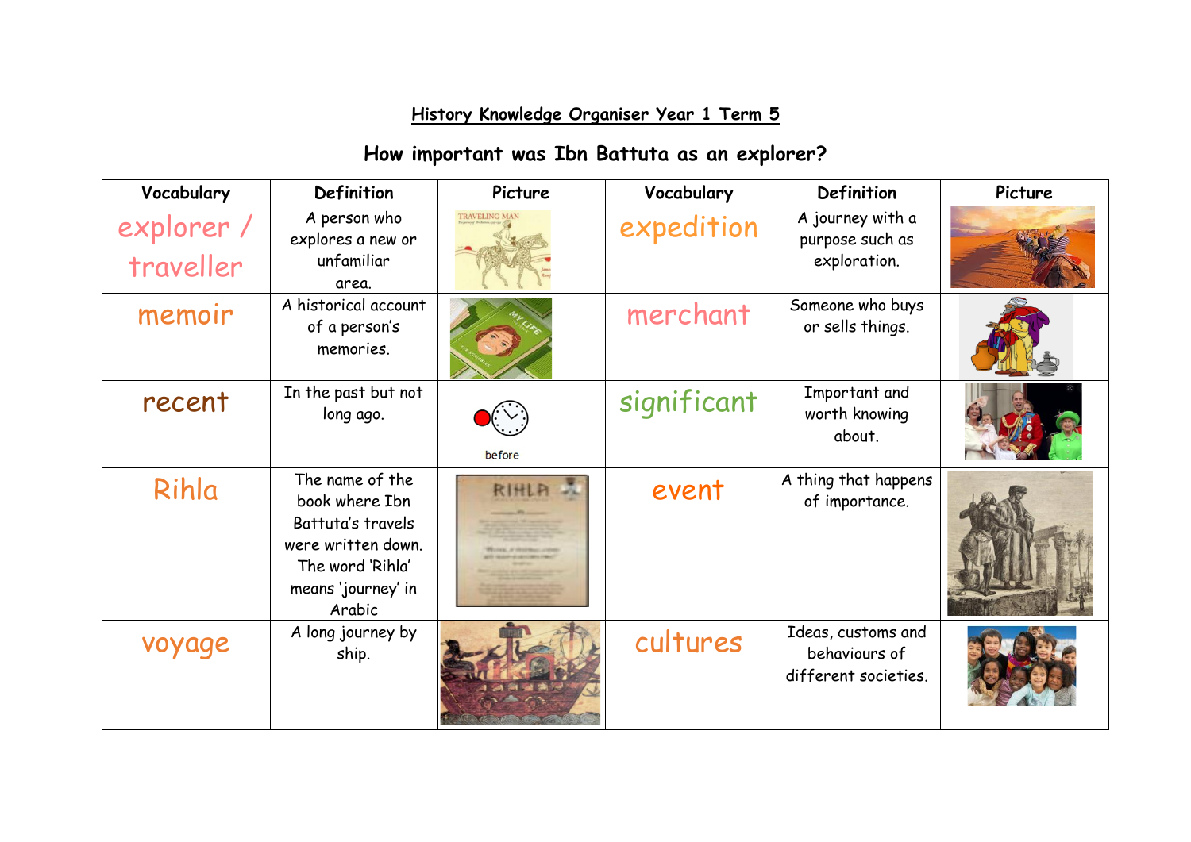# History Knowledge Organiser Year 1 Term 5

## How important was Ibn Battuta as an explorer?

| Vocabulary | Definition | Picture | Vocabulary | Definition | Picture |
|---|---|---|---|---|---|
| explorer / traveller | A person who explores a new or unfamiliar area. | | expedition | A journey with a purpose such as exploration. | |
| memoir | A historical account of a person's memories. | | merchant | Someone who buys or sells things. | |
| recent | In the past but not long ago. | before | significant | Important and worth knowing about. | |
| Rihla | The name of the book where Ibn Battuta's travels were written down. The word 'Rihla' means 'journey' in Arabic | | event | A thing that happens of importance. | |
| voyage | A long journey by ship. | | cultures | Ideas, customs and behaviours of different societies. | |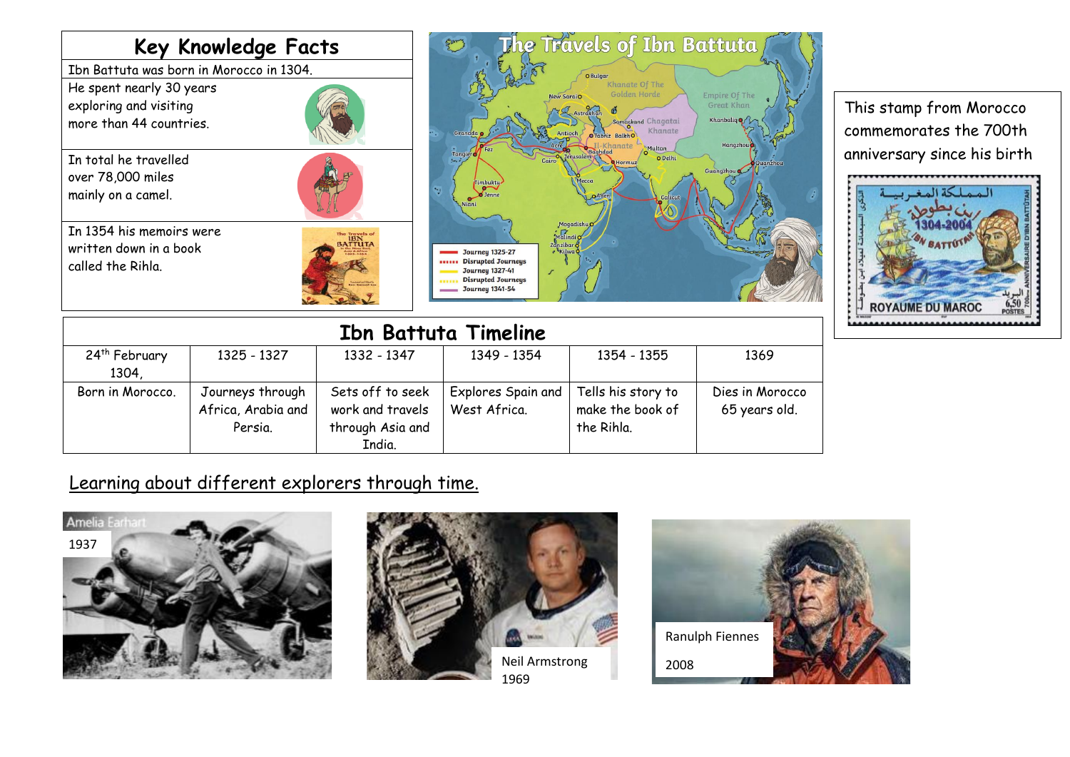## Key Knowledge Facts

Ibn Battuta was born in Morocco in 1304.

He spent nearly 30 years exploring and visiting more than 44 countries.

In total he travelled over 78,000 miles mainly on a camel.

In 1354 his memoirs were written down in a book called the Rihla.

This stamp from Morocco commemorates the 700th anniversary since his birth

## Ibn Battuta Timeline

| 24th February 1304, | 1325 - 1327 | 1332 - 1347 | 1349 - 1354 | 1354 - 1355 | 1369 |
|---|---|---|---|---|---|
| Born in Morocco. | Journeys through Africa, Arabia and Persia. | Sets off to seek work and travels through Asia and India. | Explores Spain and West Africa. | Tells his story to make the book of the Rihla. | Dies in Morocco 65 years old. |

## Learning about different explorers through time.

Amelia Earhart
1937

Neil Armstrong
1969

Ranulph Fiennes
2008